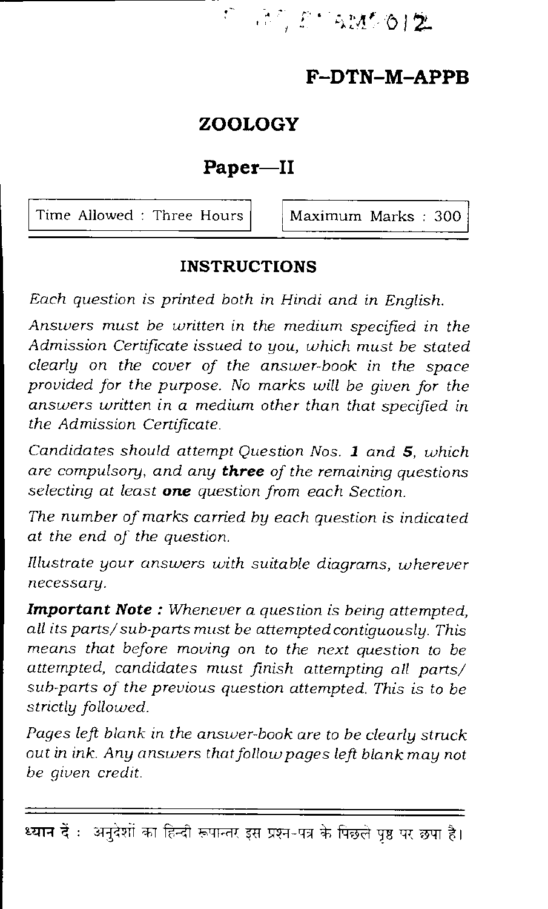C.S.E. (Main) EXAM-2012

# F–DTN–M–APPB

## ZOOLOGY

## Paper—II

| Time Allowed : Three Hours | Maximum Marks : 300 |
| --- | --- |

### INSTRUCTIONS

*Each question is printed both in Hindi and in English.*

*Answers must be written in the medium specified in the Admission Certificate issued to you, which must be stated clearly on the cover of the answer-book in the space provided for the purpose. No marks will be given for the answers written in a medium other than that specified in the Admission Certificate.*

*Candidates should attempt Question Nos.* ***1*** *and* ***5****, which are compulsory, and any* ***three*** *of the remaining questions selecting at least* ***one*** *question from each Section.*

*The number of marks carried by each question is indicated at the end of the question.*

*Illustrate your answers with suitable diagrams, wherever necessary.*

***Important Note :*** *Whenever a question is being attempted, all its parts/sub-parts must be attempted contiguously. This means that before moving on to the next question to be attempted, candidates must finish attempting all parts/sub-parts of the previous question attempted. This is to be strictly followed.*

*Pages left blank in the answer-book are to be clearly struck out in ink. Any answers that follow pages left blank may not be given credit.*

**ध्यान दें :** अनुदेशों का हिन्दी रूपान्तर इस प्रश्न-पत्र के पिछले पृष्ठ पर छपा है।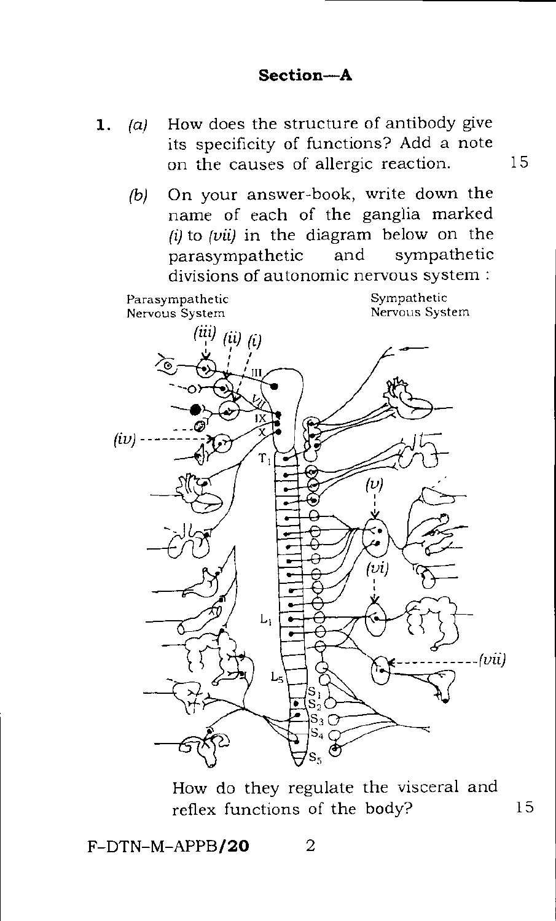## Section—A

1. (a) How does the structure of antibody give its specificity of functions? Add a note on the causes of allergic reaction. 15

   (b) On your answer-book, write down the name of each of the ganglia marked (i) to (vii) in the diagram below on the parasympathetic and sympathetic divisions of autonomic nervous system :

   How do they regulate the visceral and reflex functions of the body? 15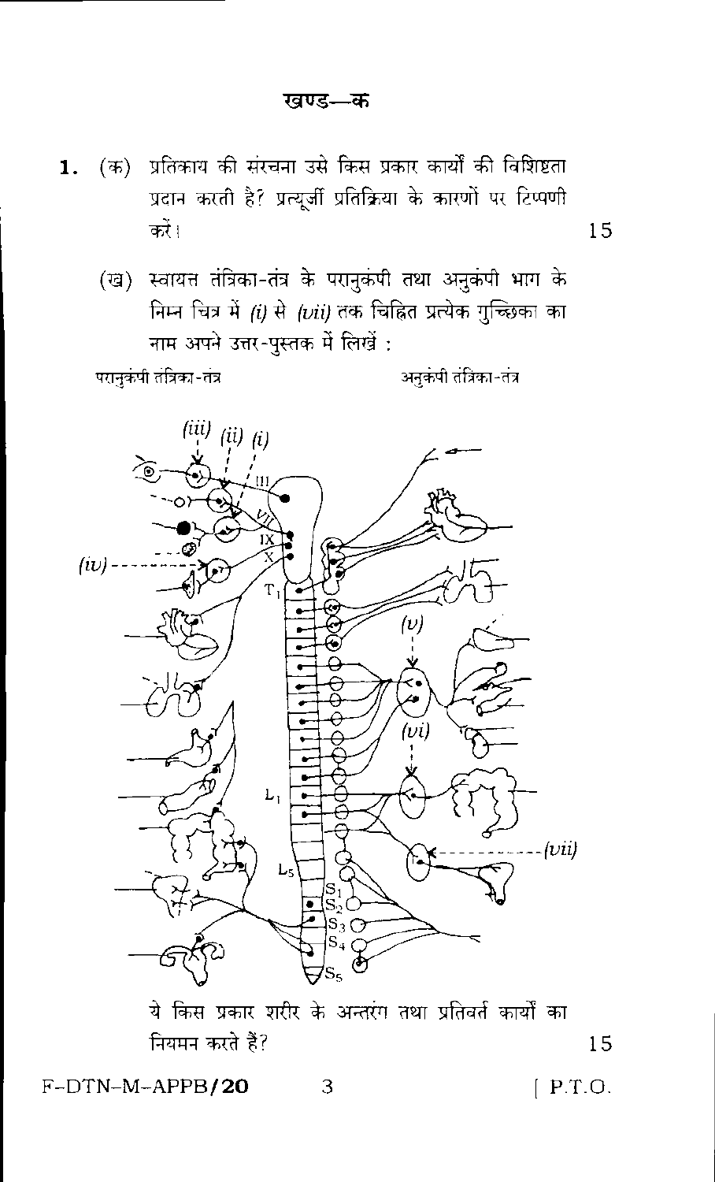## खण्ड—क

**1.** (क) प्रतिकाय की संरचना उसे किस प्रकार कार्यों की विशिष्टता प्रदान करती है? प्रत्यूर्जी प्रतिक्रिया के कारणों पर टिप्पणी करें। 15

(ख) स्वायत्त तंत्रिका-तंत्र के परानुकंपी तथा अनुकंपी भाग के निम्न चित्र में *(i)* से *(vii)* तक चिह्नित प्रत्येक गुच्छिका का नाम अपने उत्तर-पुस्तक में लिखें :

परानुकंपी तंत्रिका-तंत्र &nbsp;&nbsp;&nbsp;&nbsp;&nbsp;&nbsp;&nbsp;&nbsp; अनुकंपी तंत्रिका-तंत्र

ये किस प्रकार शरीर के अन्तरंग तथा प्रतिवर्त कार्यों का नियमन करते हैं? 15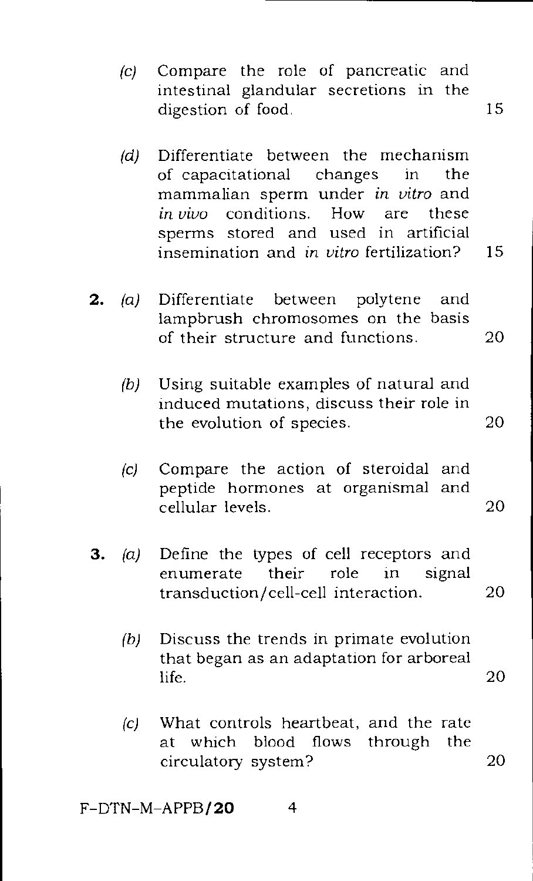(c) Compare the role of pancreatic and intestinal glandular secretions in the digestion of food. 15

(d) Differentiate between the mechanism of capacitational changes in the mammalian sperm under *in vitro* and *in vivo* conditions. How are these sperms stored and used in artificial insemination and *in vitro* fertilization? 15

**2.** (a) Differentiate between polytene and lampbrush chromosomes on the basis of their structure and functions. 20

(b) Using suitable examples of natural and induced mutations, discuss their role in the evolution of species. 20

(c) Compare the action of steroidal and peptide hormones at organismal and cellular levels. 20

**3.** (a) Define the types of cell receptors and enumerate their role in signal transduction/cell-cell interaction. 20

(b) Discuss the trends in primate evolution that began as an adaptation for arboreal life. 20

(c) What controls heartbeat, and the rate at which blood flows through the circulatory system? 20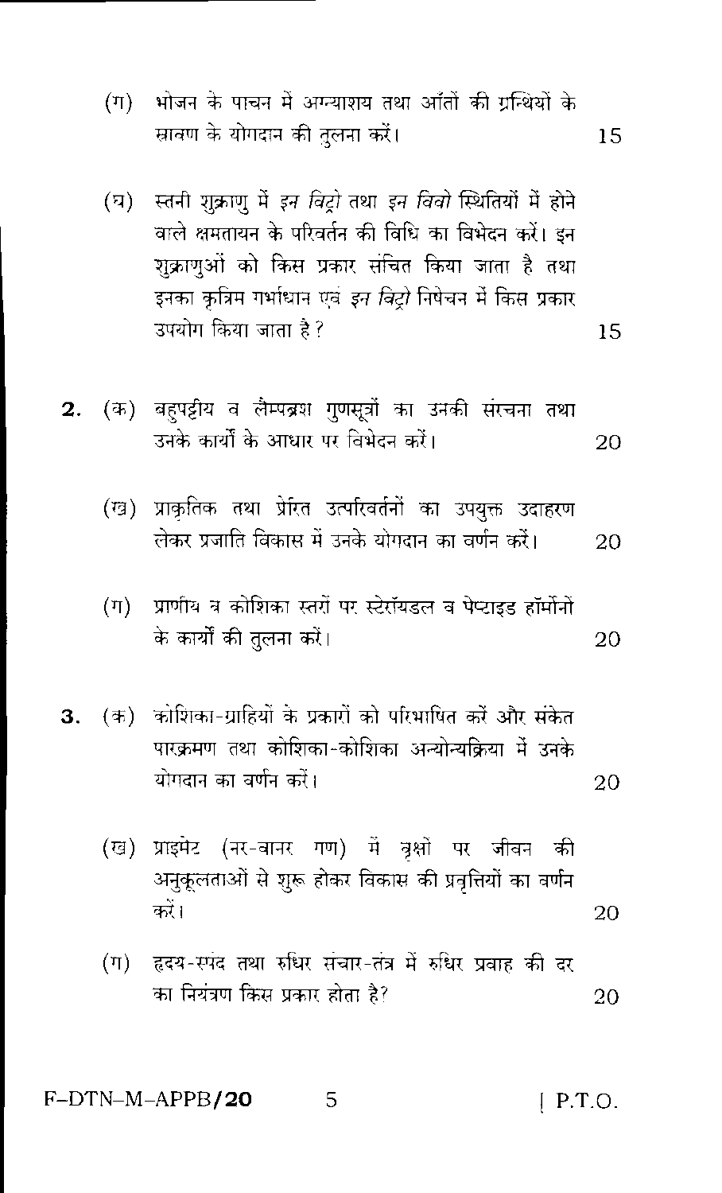(ग) भोजन के पाचन में अग्न्याशय तथा आँतों की ग्रन्थियों के स्रावण के योगदान की तुलना करें। 15

(घ) स्तनी शुक्राणु में *इन विट्रो* तथा *इन विवो* स्थितियों में होने वाले क्षमतायन के परिवर्तन की विधि का विभेदन करें। इन शुक्राणुओं को किस प्रकार संचित किया जाता है तथा इनका कृत्रिम गर्भाधान एवं *इन विट्रो* निषेचन में किस प्रकार उपयोग किया जाता है? 15

**2.** (क) बहुपट्टीय व लैम्पब्रश गुणसूत्रों का उनकी संरचना तथा उनके कार्यों के आधार पर विभेदन करें। 20

(ख) प्राकृतिक तथा प्रेरित उत्परिवर्तनों का उपयुक्त उदाहरण लेकर प्रजाति विकास में उनके योगदान का वर्णन करें। 20

(ग) प्राणीय व कोशिका स्तरों पर स्टेरॉयडल व पेप्टाइड हॉर्मोनों के कार्यों की तुलना करें। 20

**3.** (क) कोशिका-ग्राहियों के प्रकारों को परिभाषित करें और संकेत पारक्रमण तथा कोशिका-कोशिका अन्योन्यक्रिया में उनके योगदान का वर्णन करें। 20

(ख) प्राइमेट (नर-वानर गण) में वृक्षों पर जीवन की अनुकूलताओं से शुरू होकर विकास की प्रवृत्तियों का वर्णन करें। 20

(ग) हृदय-स्पंद तथा रुधिर संचार-तंत्र में रुधिर प्रवाह की दर का नियंत्रण किस प्रकार होता है? 20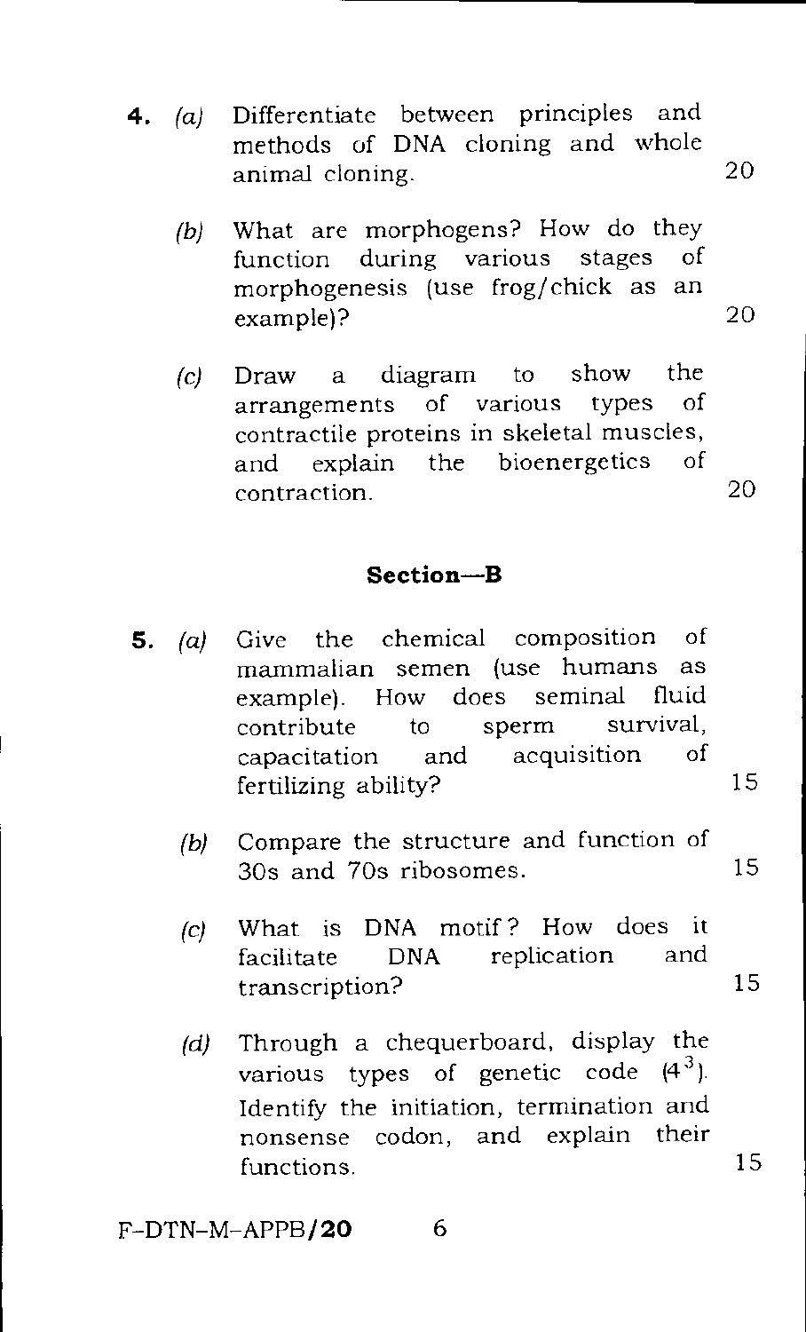**4.** *(a)* Differentiate between principles and methods of DNA cloning and whole animal cloning. 20

*(b)* What are morphogens? How do they function during various stages of morphogenesis (use frog/chick as an example)? 20

*(c)* Draw a diagram to show the arrangements of various types of contractile proteins in skeletal muscles, and explain the bioenergetics of contraction. 20

## Section—B

**5.** *(a)* Give the chemical composition of mammalian semen (use humans as example). How does seminal fluid contribute to sperm survival, capacitation and acquisition of fertilizing ability? 15

*(b)* Compare the structure and function of 30s and 70s ribosomes. 15

*(c)* What is DNA motif? How does it facilitate DNA replication and transcription? 15

*(d)* Through a chequerboard, display the various types of genetic code ($4^3$). Identify the initiation, termination and nonsense codon, and explain their functions. 15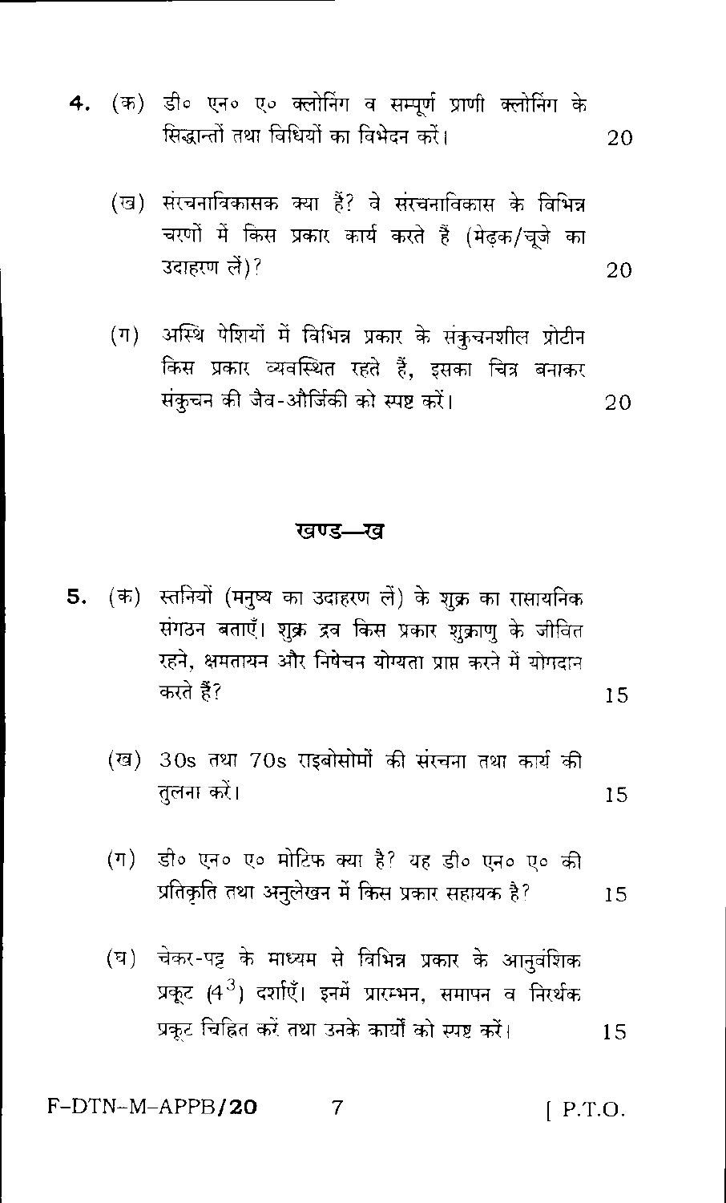4\. (क) डी० एन० ए० क्लोनिंग व सम्पूर्ण प्राणी क्लोनिंग के सिद्धान्तों तथा विधियों का विभेदन करें। 20

(ख) संरचनाविकासक क्या हैं? वे संरचनाविकास के विभिन्न चरणों में किस प्रकार कार्य करते हैं (मेढ़क/चूजे का उदाहरण लें)? 20

(ग) अस्थि पेशियों में विभिन्न प्रकार के संकुचनशील प्रोटीन किस प्रकार व्यवस्थित रहते हैं, इसका चित्र बनाकर संकुचन की जैव-और्जिकी को स्पष्ट करें। 20

## खण्ड—ख

5\. (क) स्तनियों (मनुष्य का उदाहरण लें) के शुक्र का रासायनिक संगठन बताएँ। शुक्र द्रव किस प्रकार शुक्राणु के जीवित रहने, क्षमतायन और निषेचन योग्यता प्राप्त करने में योगदान करते हैं? 15

(ख) 30s तथा 70s राइबोसोमों की संरचना तथा कार्य की तुलना करें। 15

(ग) डी० एन० ए० मोटिफ क्या है? यह डी० एन० ए० की प्रतिकृति तथा अनुलेखन में किस प्रकार सहायक है? 15

(घ) चेकर-पट्ट के माध्यम से विभिन्न प्रकार के आनुवंशिक प्रकूट ($4^3$) दर्शाएँ। इनमें प्रारम्भन, समापन व निरर्थक प्रकूट चिह्नित करें तथा उनके कार्यों को स्पष्ट करें। 15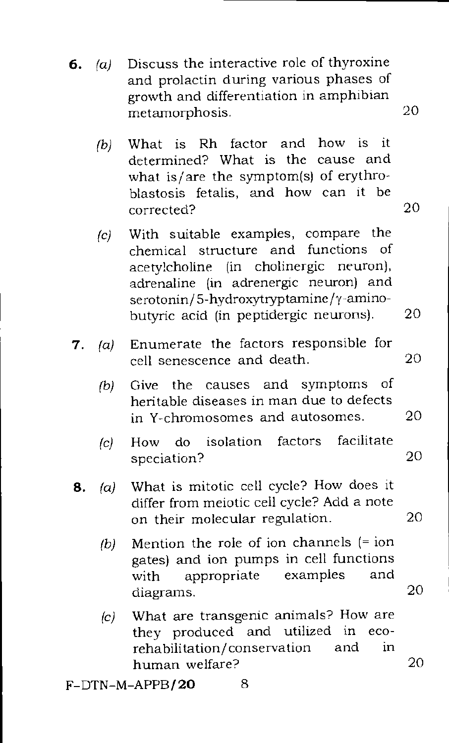**6.** *(a)* Discuss the interactive role of thyroxine and prolactin during various phases of growth and differentiation in amphibian metamorphosis. 20

*(b)* What is Rh factor and how is it determined? What is the cause and what is/are the symptom(s) of erythroblastosis fetalis, and how can it be corrected? 20

*(c)* With suitable examples, compare the chemical structure and functions of acetylcholine (in cholinergic neuron), adrenaline (in adrenergic neuron) and serotonin/5-hydroxytryptamine/$\gamma$-aminobutyric acid (in peptidergic neurons). 20

**7.** *(a)* Enumerate the factors responsible for cell senescence and death. 20

*(b)* Give the causes and symptoms of heritable diseases in man due to defects in Y-chromosomes and autosomes. 20

*(c)* How do isolation factors facilitate speciation? 20

**8.** *(a)* What is mitotic cell cycle? How does it differ from meiotic cell cycle? Add a note on their molecular regulation. 20

*(b)* Mention the role of ion channels (= ion gates) and ion pumps in cell functions with appropriate examples and diagrams. 20

*(c)* What are transgenic animals? How are they produced and utilized in eco-rehabilitation/conservation and in human welfare? 20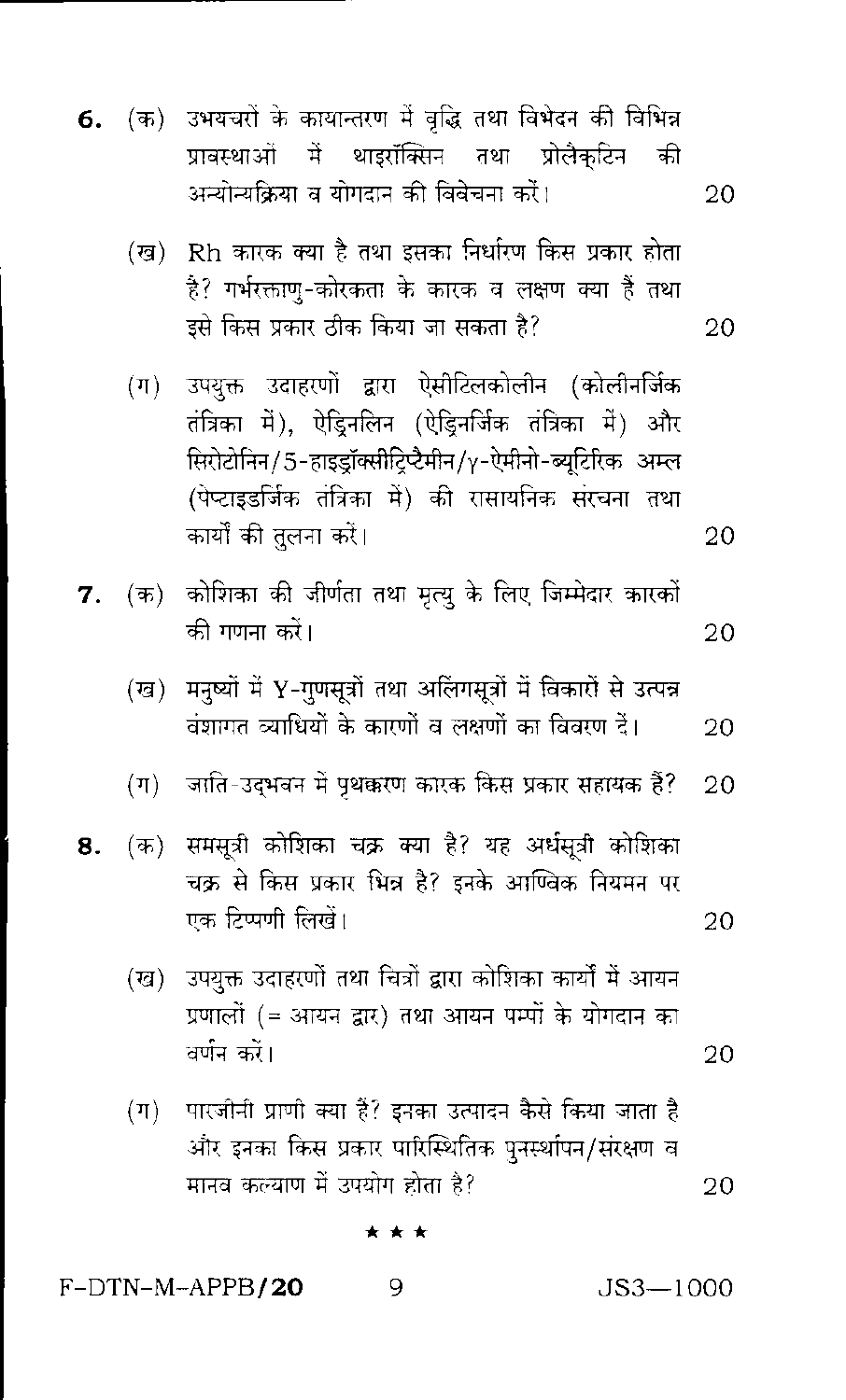**6.** (क) उभयचरों के कायान्तरण में वृद्धि तथा विभेदन की विभिन्न प्रावस्थाओं में थाइरॉक्सिन तथा प्रोलैक्टिन की अन्योन्यक्रिया व योगदान की विवेचना करें। 20

(ख) Rh कारक क्या है तथा इसका निर्धारण किस प्रकार होता है? गर्भरक्ताणु-कोरकता के कारक व लक्षण क्या हैं तथा इसे किस प्रकार ठीक किया जा सकता है? 20

(ग) उपयुक्त उदाहरणों द्वारा ऐसीटिलकोलीन (कोलीनर्जिक तंत्रिका में), ऐड्रिनलिन (ऐड्रिनर्जिक तंत्रिका में) और सिरोटोनिन/5-हाइड्रॉक्सीट्रिप्टैमीन/$\gamma$-ऐमीनो-ब्यूटिरिक अम्ल (पेप्टाइडर्जिक तंत्रिका में) की रासायनिक संरचना तथा कार्यों की तुलना करें। 20

**7.** (क) कोशिका की जीर्णता तथा मृत्यु के लिए जिम्मेदार कारकों की गणना करें। 20

(ख) मनुष्यों में Y-गुणसूत्रों तथा अलिंगसूत्रों में विकारों से उत्पन्न वंशागत व्याधियों के कारणों व लक्षणों का विवरण दें। 20

(ग) जाति-उद्भवन में पृथक्करण कारक किस प्रकार सहायक हैं? 20

**8.** (क) समसूत्री कोशिका चक्र क्या है? यह अर्धसूत्री कोशिका चक्र से किस प्रकार भिन्न है? इनके आण्विक नियमन पर एक टिप्पणी लिखें। 20

(ख) उपयुक्त उदाहरणों तथा चित्रों द्वारा कोशिका कार्यों में आयन प्रणालों (= आयन द्वार) तथा आयन पम्पों के योगदान का वर्णन करें। 20

(ग) पारजीनी प्राणी क्या हैं? इनका उत्पादन कैसे किया जाता है और इनका किस प्रकार पारिस्थितिक पुनर्स्थापन/संरक्षण व मानव कल्याण में उपयोग होता है? 20

★ ★ ★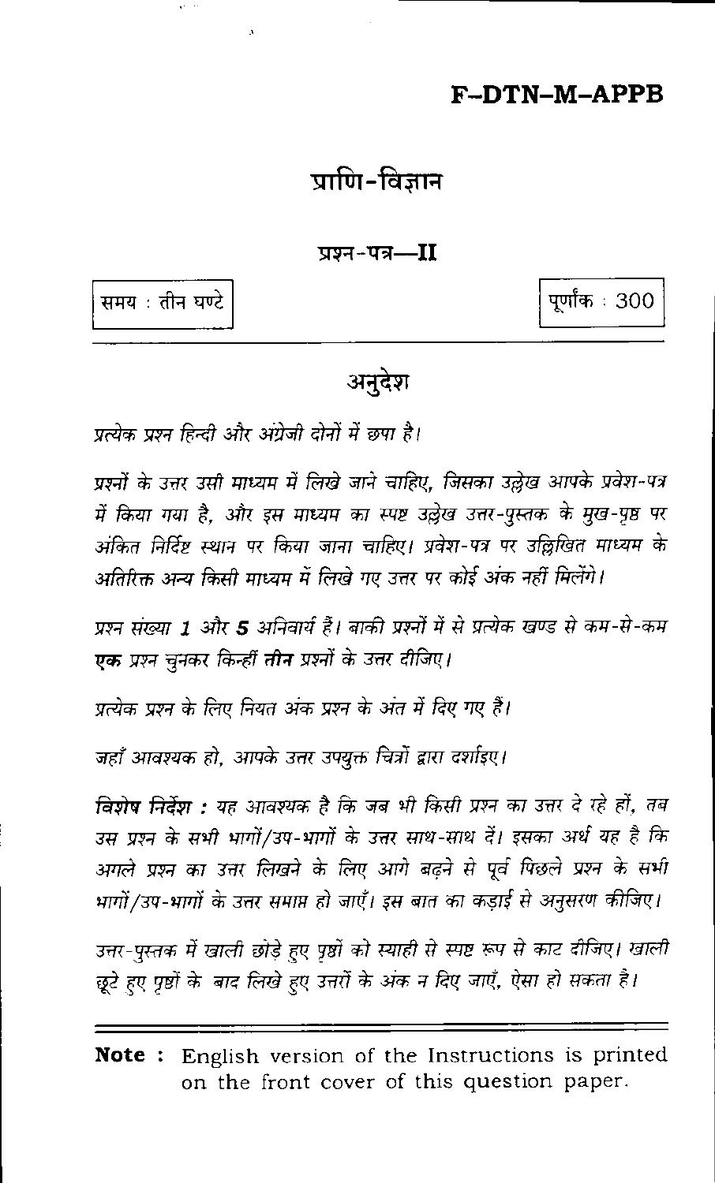**F–DTN–M–APPB**

# प्राणि-विज्ञान

## प्रश्न-पत्र—II

समय : तीन घण्टे

पूर्णांक : 300

## अनुदेश

*प्रत्येक प्रश्न हिन्दी और अंग्रेजी दोनों में छपा है।*

*प्रश्नों के उत्तर उसी माध्यम में लिखे जाने चाहिए, जिसका उल्लेख आपके प्रवेश-पत्र में किया गया है, और इस माध्यम का स्पष्ट उल्लेख उत्तर-पुस्तक के मुख-पृष्ठ पर अंकित निर्दिष्ट स्थान पर किया जाना चाहिए। प्रवेश-पत्र पर उल्लिखित माध्यम के अतिरिक्त अन्य किसी माध्यम में लिखे गए उत्तर पर कोई अंक नहीं मिलेंगे।*

*प्रश्न संख्या **1** और **5** अनिवार्य हैं। बाकी प्रश्नों में से प्रत्येक खण्ड से कम-से-कम **एक** प्रश्न चुनकर किन्हीं **तीन** प्रश्नों के उत्तर दीजिए।*

*प्रत्येक प्रश्न के लिए नियत अंक प्रश्न के अंत में दिए गए हैं।*

*जहाँ आवश्यक हो, आपके उत्तर उपयुक्त चित्रों द्वारा दर्शाइए।*

***विशेष निर्देश :*** *यह आवश्यक है कि जब भी किसी प्रश्न का उत्तर दे रहे हों, तब उस प्रश्न के सभी भागों/उप-भागों के उत्तर साथ-साथ दें। इसका अर्थ यह है कि अगले प्रश्न का उत्तर लिखने के लिए आगे बढ़ने से पूर्व पिछले प्रश्न के सभी भागों/उप-भागों के उत्तर समाप्त हो जाएँ। इस बात का कड़ाई से अनुसरण कीजिए।*

*उत्तर-पुस्तक में खाली छोड़े हुए पृष्ठों को स्याही से स्पष्ट रूप से काट दीजिए। खाली छूटे हुए पृष्ठों के बाद लिखे हुए उत्तरों के अंक न दिए जाएँ, ऐसा हो सकता है।*

**Note :** English version of the Instructions is printed on the front cover of this question paper.